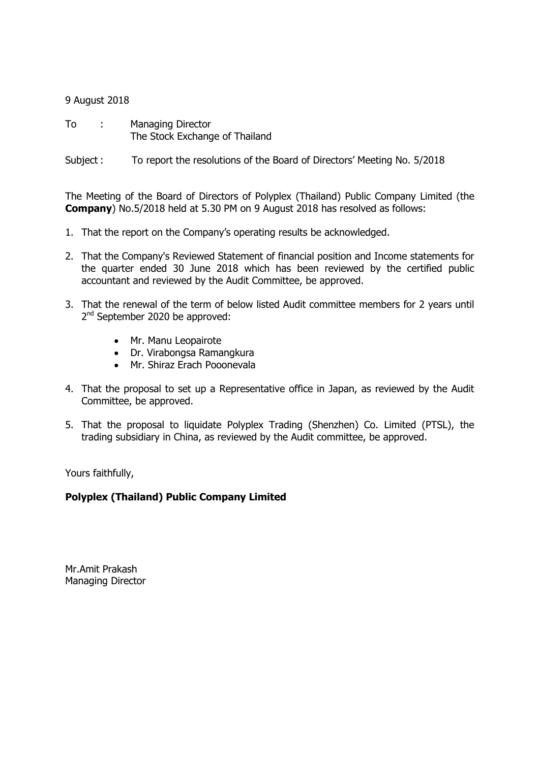9 August 2018

To : Managing Director
The Stock Exchange of Thailand

Subject : To report the resolutions of the Board of Directors' Meeting No. 5/2018

The Meeting of the Board of Directors of Polyplex (Thailand) Public Company Limited (the **Company**) No.5/2018 held at 5.30 PM on 9 August 2018 has resolved as follows:

1. That the report on the Company's operating results be acknowledged.
2. That the Company's Reviewed Statement of financial position and Income statements for the quarter ended 30 June 2018 which has been reviewed by the certified public accountant and reviewed by the Audit Committee, be approved.
3. That the renewal of the term of below listed Audit committee members for 2 years until 2nd September 2020 be approved:
    - Mr. Manu Leopairote
    - Dr. Virabongsa Ramangkura
    - Mr. Shiraz Erach Pooonevala
4. That the proposal to set up a Representative office in Japan, as reviewed by the Audit Committee, be approved.
5. That the proposal to liquidate Polyplex Trading (Shenzhen) Co. Limited (PTSL), the trading subsidiary in China, as reviewed by the Audit committee, be approved.

Yours faithfully,

**Polyplex (Thailand) Public Company Limited**

Mr.Amit Prakash
Managing Director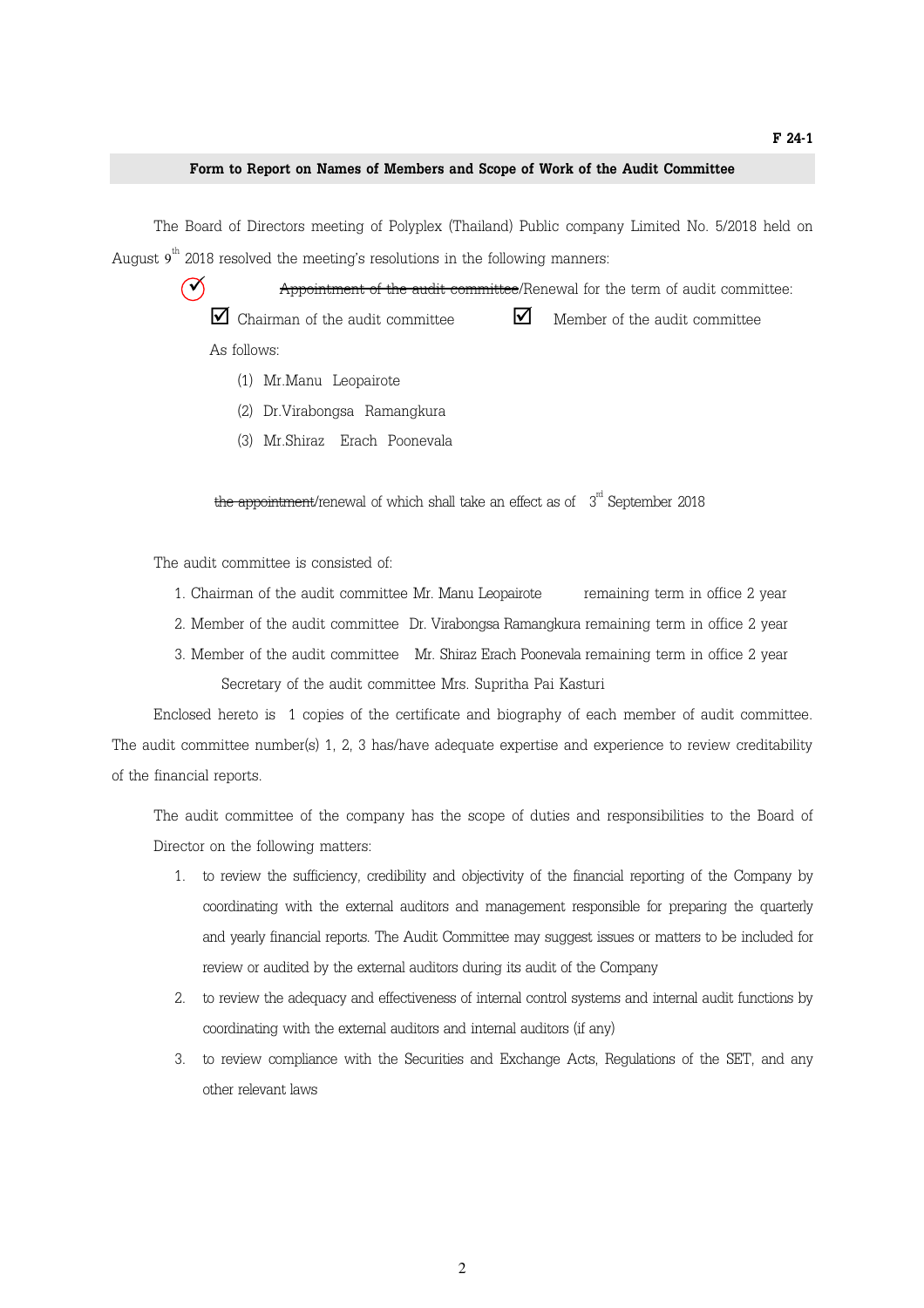F 24-1

**Form to Report on Names of Members and Scope of Work of the Audit Committee**

The Board of Directors meeting of Polyplex (Thailand) Public company Limited No. 5/2018 held on August 9th 2018 resolved the meeting's resolutions in the following manners:

☑ ~~Appointment of the audit committee~~/Renewal for the term of audit committee:

☑ Chairman of the audit committee ☑ Member of the audit committee

As follows:

(1) Mr.Manu Leopairote

(2) Dr.Virabongsa Ramangkura

(3) Mr.Shiraz Erach Poonevala

~~the appointment~~/renewal of which shall take an effect as of 3rd September 2018

The audit committee is consisted of:

1. Chairman of the audit committee Mr. Manu Leopairote remaining term in office 2 year
2. Member of the audit committee Dr. Virabongsa Ramangkura remaining term in office 2 year
3. Member of the audit committee Mr. Shiraz Erach Poonevala remaining term in office 2 year

Secretary of the audit committee Mrs. Supritha Pai Kasturi

Enclosed hereto is 1 copies of the certificate and biography of each member of audit committee. The audit committee number(s) 1, 2, 3 has/have adequate expertise and experience to review creditability of the financial reports.

The audit committee of the company has the scope of duties and responsibilities to the Board of Director on the following matters:

1. to review the sufficiency, credibility and objectivity of the financial reporting of the Company by coordinating with the external auditors and management responsible for preparing the quarterly and yearly financial reports. The Audit Committee may suggest issues or matters to be included for review or audited by the external auditors during its audit of the Company
2. to review the adequacy and effectiveness of internal control systems and internal audit functions by coordinating with the external auditors and internal auditors (if any)
3. to review compliance with the Securities and Exchange Acts, Regulations of the SET, and any other relevant laws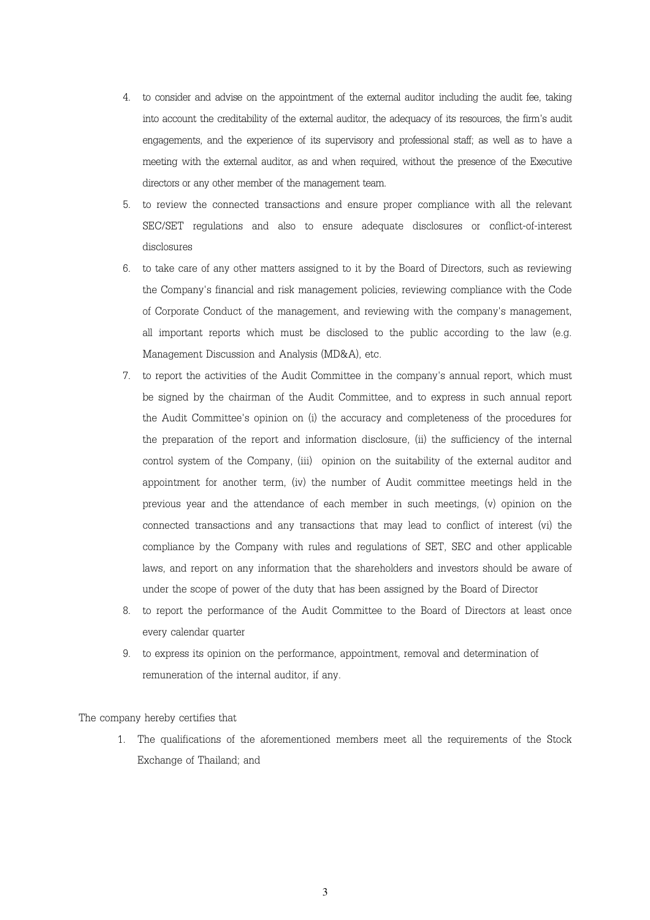4. to consider and advise on the appointment of the external auditor including the audit fee, taking into account the creditability of the external auditor, the adequacy of its resources, the firm's audit engagements, and the experience of its supervisory and professional staff; as well as to have a meeting with the external auditor, as and when required, without the presence of the Executive directors or any other member of the management team.
5. to review the connected transactions and ensure proper compliance with all the relevant SEC/SET regulations and also to ensure adequate disclosures or conflict-of-interest disclosures
6. to take care of any other matters assigned to it by the Board of Directors, such as reviewing the Company's financial and risk management policies, reviewing compliance with the Code of Corporate Conduct of the management, and reviewing with the company's management, all important reports which must be disclosed to the public according to the law (e.g. Management Discussion and Analysis (MD&A), etc.
7. to report the activities of the Audit Committee in the company's annual report, which must be signed by the chairman of the Audit Committee, and to express in such annual report the Audit Committee's opinion on (i) the accuracy and completeness of the procedures for the preparation of the report and information disclosure, (ii) the sufficiency of the internal control system of the Company, (iii) opinion on the suitability of the external auditor and appointment for another term, (iv) the number of Audit committee meetings held in the previous year and the attendance of each member in such meetings, (v) opinion on the connected transactions and any transactions that may lead to conflict of interest (vi) the compliance by the Company with rules and regulations of SET, SEC and other applicable laws, and report on any information that the shareholders and investors should be aware of under the scope of power of the duty that has been assigned by the Board of Director
8. to report the performance of the Audit Committee to the Board of Directors at least once every calendar quarter
9. to express its opinion on the performance, appointment, removal and determination of remuneration of the internal auditor, if any.

The company hereby certifies that

1. The qualifications of the aforementioned members meet all the requirements of the Stock Exchange of Thailand; and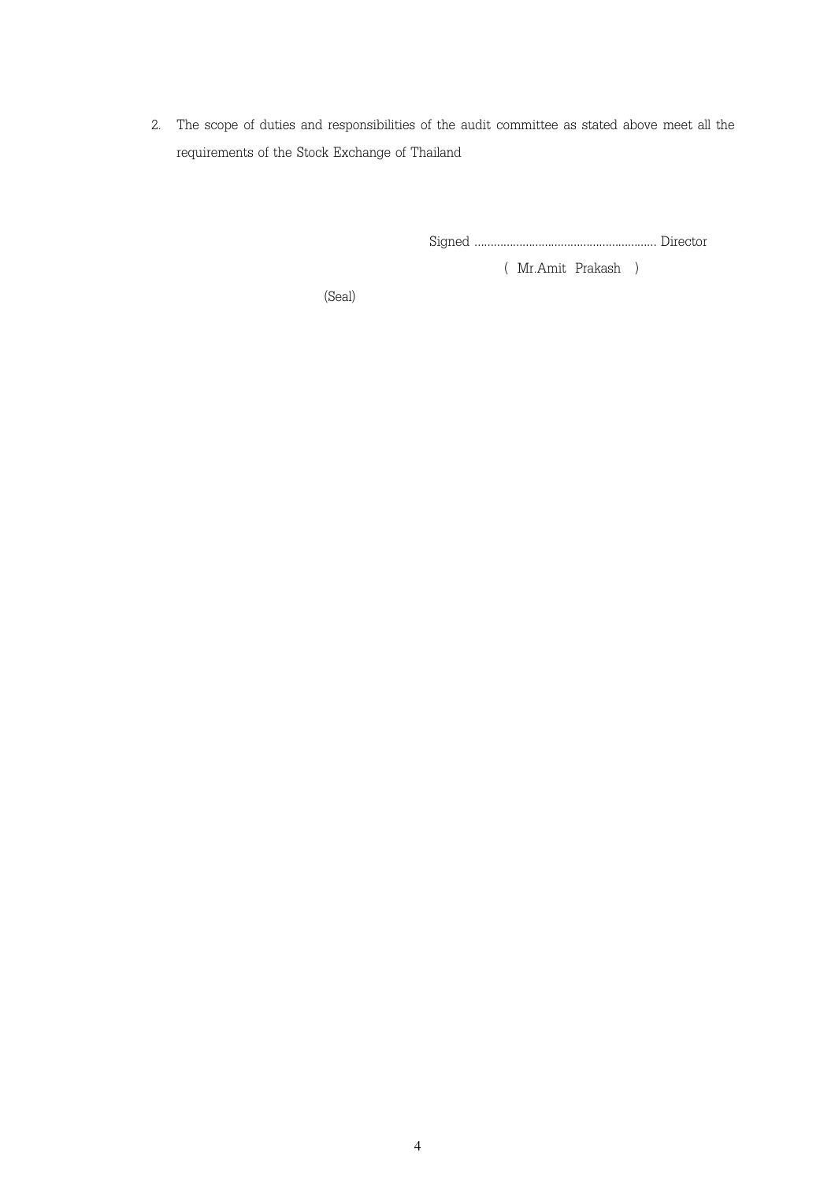2. The scope of duties and responsibilities of the audit committee as stated above meet all the requirements of the Stock Exchange of Thailand

Signed ........................................................ Director

( Mr.Amit Prakash )

(Seal)